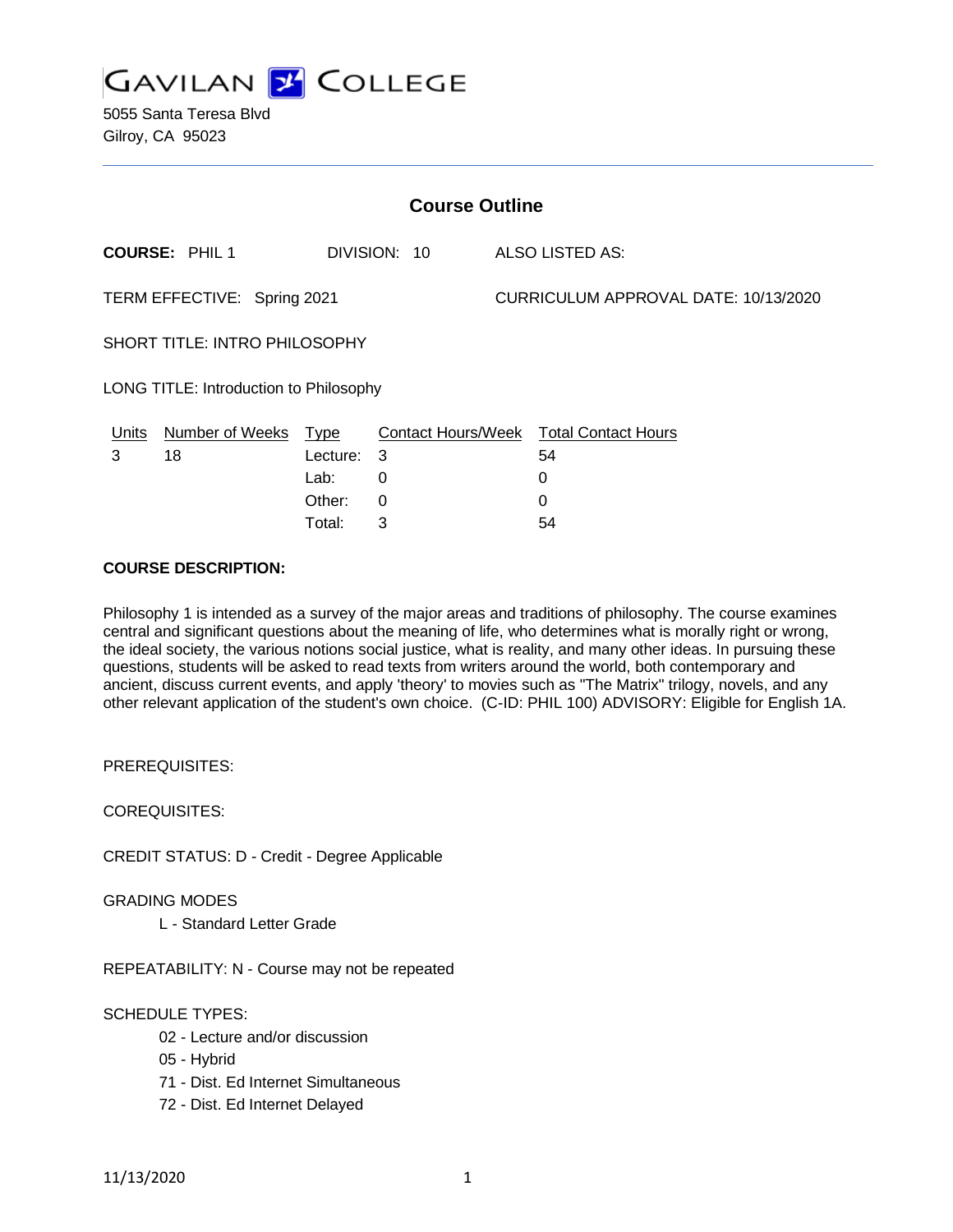# GAVILAN COLLEGE

5055 Santa Teresa Blvd
Gilroy, CA 95023

## Course Outline

**COURSE:** PHIL 1 DIVISION: 10 ALSO LISTED AS:

TERM EFFECTIVE: Spring 2021 CURRICULUM APPROVAL DATE: 10/13/2020

SHORT TITLE: INTRO PHILOSOPHY

LONG TITLE: Introduction to Philosophy

| Units | Number of Weeks | Type | Contact Hours/Week | Total Contact Hours |
|---|---|---|---|---|
| 3 | 18 | Lecture: | 3 | 54 |
| | | Lab: | 0 | 0 |
| | | Other: | 0 | 0 |
| | | Total: | 3 | 54 |

**COURSE DESCRIPTION:**

Philosophy 1 is intended as a survey of the major areas and traditions of philosophy. The course examines central and significant questions about the meaning of life, who determines what is morally right or wrong, the ideal society, the various notions social justice, what is reality, and many other ideas. In pursuing these questions, students will be asked to read texts from writers around the world, both contemporary and ancient, discuss current events, and apply 'theory' to movies such as "The Matrix" trilogy, novels, and any other relevant application of the student's own choice. (C-ID: PHIL 100) ADVISORY: Eligible for English 1A.

PREREQUISITES:

COREQUISITES:

CREDIT STATUS: D - Credit - Degree Applicable

GRADING MODES

- L - Standard Letter Grade

REPEATABILITY: N - Course may not be repeated

SCHEDULE TYPES:

- 02 - Lecture and/or discussion
- 05 - Hybrid
- 71 - Dist. Ed Internet Simultaneous
- 72 - Dist. Ed Internet Delayed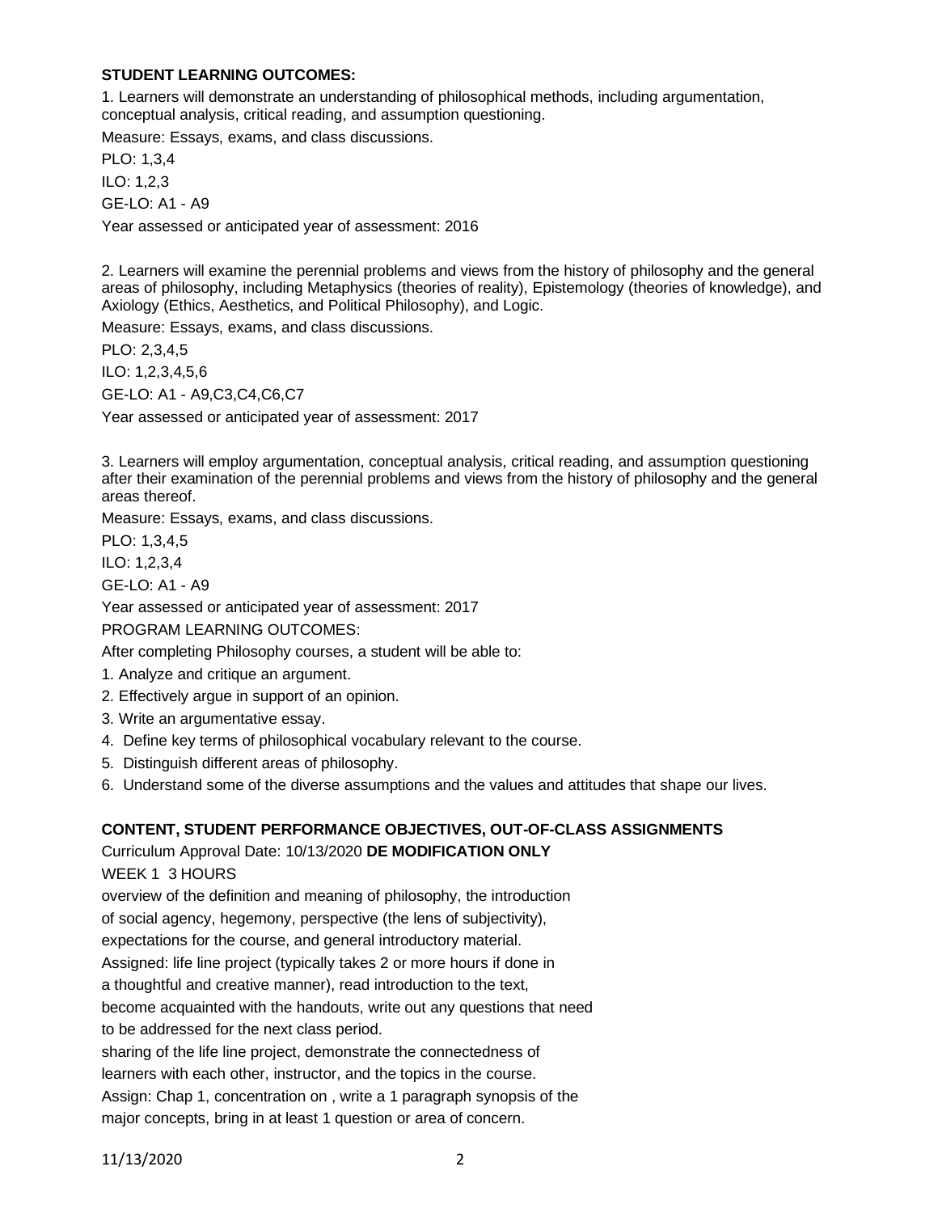**STUDENT LEARNING OUTCOMES:**

1. Learners will demonstrate an understanding of philosophical methods, including argumentation, conceptual analysis, critical reading, and assumption questioning.

Measure: Essays, exams, and class discussions.

PLO: 1,3,4

ILO: 1,2,3

GE-LO: A1 - A9

Year assessed or anticipated year of assessment: 2016

2. Learners will examine the perennial problems and views from the history of philosophy and the general areas of philosophy, including Metaphysics (theories of reality), Epistemology (theories of knowledge), and Axiology (Ethics, Aesthetics, and Political Philosophy), and Logic.

Measure: Essays, exams, and class discussions.

PLO: 2,3,4,5

ILO: 1,2,3,4,5,6

GE-LO: A1 - A9,C3,C4,C6,C7

Year assessed or anticipated year of assessment: 2017

3. Learners will employ argumentation, conceptual analysis, critical reading, and assumption questioning after their examination of the perennial problems and views from the history of philosophy and the general areas thereof.

Measure: Essays, exams, and class discussions.

PLO: 1,3,4,5

ILO: 1,2,3,4

GE-LO: A1 - A9

Year assessed or anticipated year of assessment: 2017

PROGRAM LEARNING OUTCOMES:

After completing Philosophy courses, a student will be able to:

1. Analyze and critique an argument.
2. Effectively argue in support of an opinion.
3. Write an argumentative essay.
4. Define key terms of philosophical vocabulary relevant to the course.
5. Distinguish different areas of philosophy.
6. Understand some of the diverse assumptions and the values and attitudes that shape our lives.

**CONTENT, STUDENT PERFORMANCE OBJECTIVES, OUT-OF-CLASS ASSIGNMENTS**

Curriculum Approval Date: 10/13/2020 **DE MODIFICATION ONLY**

WEEK 1 3 HOURS

overview of the definition and meaning of philosophy, the introduction of social agency, hegemony, perspective (the lens of subjectivity), expectations for the course, and general introductory material.

Assigned: life line project (typically takes 2 or more hours if done in a thoughtful and creative manner), read introduction to the text, become acquainted with the handouts, write out any questions that need to be addressed for the next class period.

sharing of the life line project, demonstrate the connectedness of learners with each other, instructor, and the topics in the course.

Assign: Chap 1, concentration on , write a 1 paragraph synopsis of the major concepts, bring in at least 1 question or area of concern.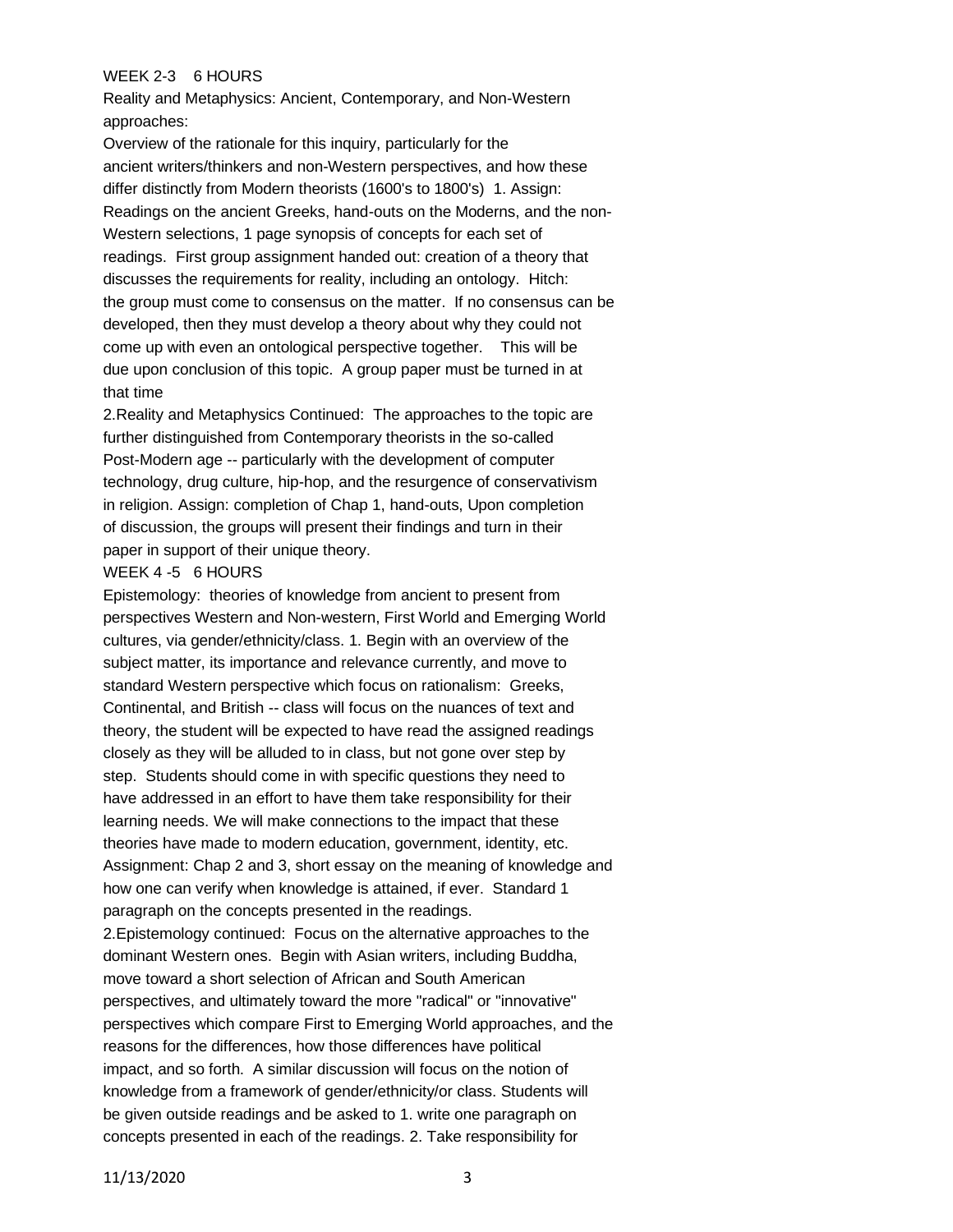WEEK 2-3 6 HOURS

Reality and Metaphysics: Ancient, Contemporary, and Non-Western approaches:

Overview of the rationale for this inquiry, particularly for the ancient writers/thinkers and non-Western perspectives, and how these differ distinctly from Modern theorists (1600's to 1800's) 1. Assign: Readings on the ancient Greeks, hand-outs on the Moderns, and the non-Western selections, 1 page synopsis of concepts for each set of readings. First group assignment handed out: creation of a theory that discusses the requirements for reality, including an ontology. Hitch: the group must come to consensus on the matter. If no consensus can be developed, then they must develop a theory about why they could not come up with even an ontological perspective together. This will be due upon conclusion of this topic. A group paper must be turned in at that time

2.Reality and Metaphysics Continued: The approaches to the topic are further distinguished from Contemporary theorists in the so-called Post-Modern age -- particularly with the development of computer technology, drug culture, hip-hop, and the resurgence of conservativism in religion. Assign: completion of Chap 1, hand-outs, Upon completion of discussion, the groups will present their findings and turn in their paper in support of their unique theory.

WEEK 4 -5 6 HOURS

Epistemology: theories of knowledge from ancient to present from perspectives Western and Non-western, First World and Emerging World cultures, via gender/ethnicity/class. 1. Begin with an overview of the subject matter, its importance and relevance currently, and move to standard Western perspective which focus on rationalism: Greeks, Continental, and British -- class will focus on the nuances of text and theory, the student will be expected to have read the assigned readings closely as they will be alluded to in class, but not gone over step by step. Students should come in with specific questions they need to have addressed in an effort to have them take responsibility for their learning needs. We will make connections to the impact that these theories have made to modern education, government, identity, etc. Assignment: Chap 2 and 3, short essay on the meaning of knowledge and how one can verify when knowledge is attained, if ever. Standard 1 paragraph on the concepts presented in the readings.

2.Epistemology continued: Focus on the alternative approaches to the dominant Western ones. Begin with Asian writers, including Buddha, move toward a short selection of African and South American perspectives, and ultimately toward the more "radical" or "innovative" perspectives which compare First to Emerging World approaches, and the reasons for the differences, how those differences have political impact, and so forth. A similar discussion will focus on the notion of knowledge from a framework of gender/ethnicity/or class. Students will be given outside readings and be asked to 1. write one paragraph on concepts presented in each of the readings. 2. Take responsibility for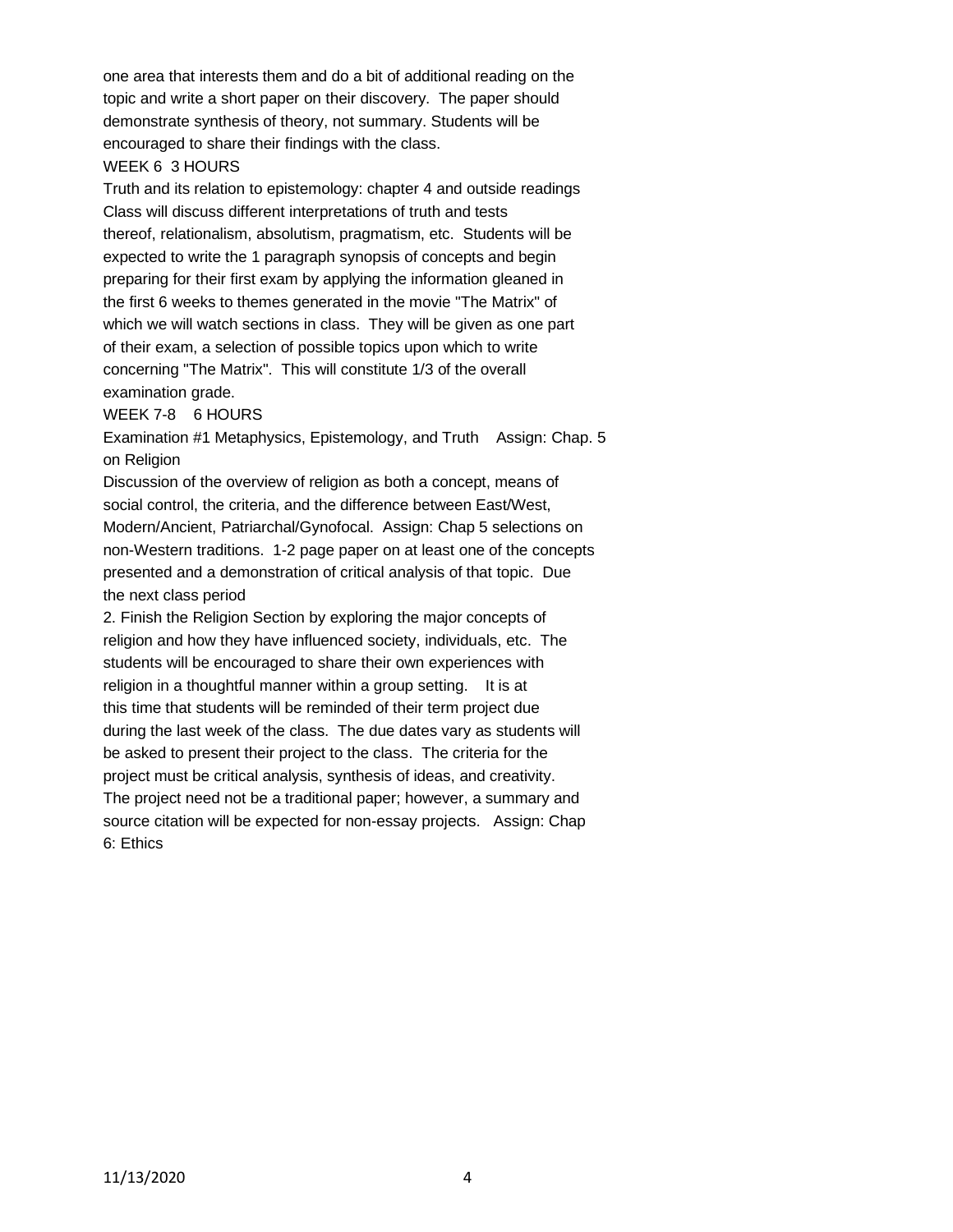one area that interests them and do a bit of additional reading on the topic and write a short paper on their discovery. The paper should demonstrate synthesis of theory, not summary. Students will be encouraged to share their findings with the class.

WEEK 6 3 HOURS

Truth and its relation to epistemology: chapter 4 and outside readings Class will discuss different interpretations of truth and tests thereof, relationalism, absolutism, pragmatism, etc. Students will be expected to write the 1 paragraph synopsis of concepts and begin preparing for their first exam by applying the information gleaned in the first 6 weeks to themes generated in the movie "The Matrix" of which we will watch sections in class. They will be given as one part of their exam, a selection of possible topics upon which to write concerning "The Matrix". This will constitute 1/3 of the overall examination grade.

WEEK 7-8 6 HOURS

Examination #1 Metaphysics, Epistemology, and Truth Assign: Chap. 5 on Religion

Discussion of the overview of religion as both a concept, means of social control, the criteria, and the difference between East/West, Modern/Ancient, Patriarchal/Gynofocal. Assign: Chap 5 selections on non-Western traditions. 1-2 page paper on at least one of the concepts presented and a demonstration of critical analysis of that topic. Due the next class period

2. Finish the Religion Section by exploring the major concepts of religion and how they have influenced society, individuals, etc. The students will be encouraged to share their own experiences with religion in a thoughtful manner within a group setting. It is at this time that students will be reminded of their term project due during the last week of the class. The due dates vary as students will be asked to present their project to the class. The criteria for the project must be critical analysis, synthesis of ideas, and creativity. The project need not be a traditional paper; however, a summary and source citation will be expected for non-essay projects. Assign: Chap 6: Ethics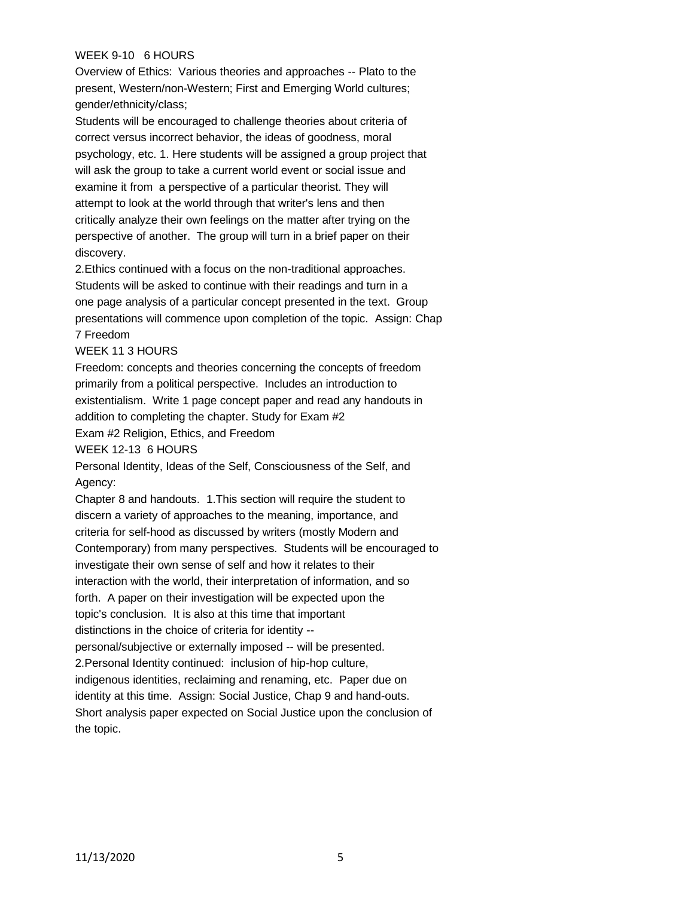WEEK 9-10 6 HOURS

Overview of Ethics: Various theories and approaches -- Plato to the present, Western/non-Western; First and Emerging World cultures; gender/ethnicity/class;

Students will be encouraged to challenge theories about criteria of correct versus incorrect behavior, the ideas of goodness, moral psychology, etc. 1. Here students will be assigned a group project that will ask the group to take a current world event or social issue and examine it from a perspective of a particular theorist. They will attempt to look at the world through that writer's lens and then critically analyze their own feelings on the matter after trying on the perspective of another. The group will turn in a brief paper on their discovery.

2.Ethics continued with a focus on the non-traditional approaches. Students will be asked to continue with their readings and turn in a one page analysis of a particular concept presented in the text. Group presentations will commence upon completion of the topic. Assign: Chap 7 Freedom

WEEK 11 3 HOURS

Freedom: concepts and theories concerning the concepts of freedom primarily from a political perspective. Includes an introduction to existentialism. Write 1 page concept paper and read any handouts in addition to completing the chapter. Study for Exam #2

Exam #2 Religion, Ethics, and Freedom

WEEK 12-13 6 HOURS

Personal Identity, Ideas of the Self, Consciousness of the Self, and Agency:

Chapter 8 and handouts. 1.This section will require the student to discern a variety of approaches to the meaning, importance, and criteria for self-hood as discussed by writers (mostly Modern and Contemporary) from many perspectives. Students will be encouraged to investigate their own sense of self and how it relates to their interaction with the world, their interpretation of information, and so forth. A paper on their investigation will be expected upon the topic's conclusion. It is also at this time that important distinctions in the choice of criteria for identity -- personal/subjective or externally imposed -- will be presented.

2.Personal Identity continued: inclusion of hip-hop culture, indigenous identities, reclaiming and renaming, etc. Paper due on identity at this time. Assign: Social Justice, Chap 9 and hand-outs. Short analysis paper expected on Social Justice upon the conclusion of the topic.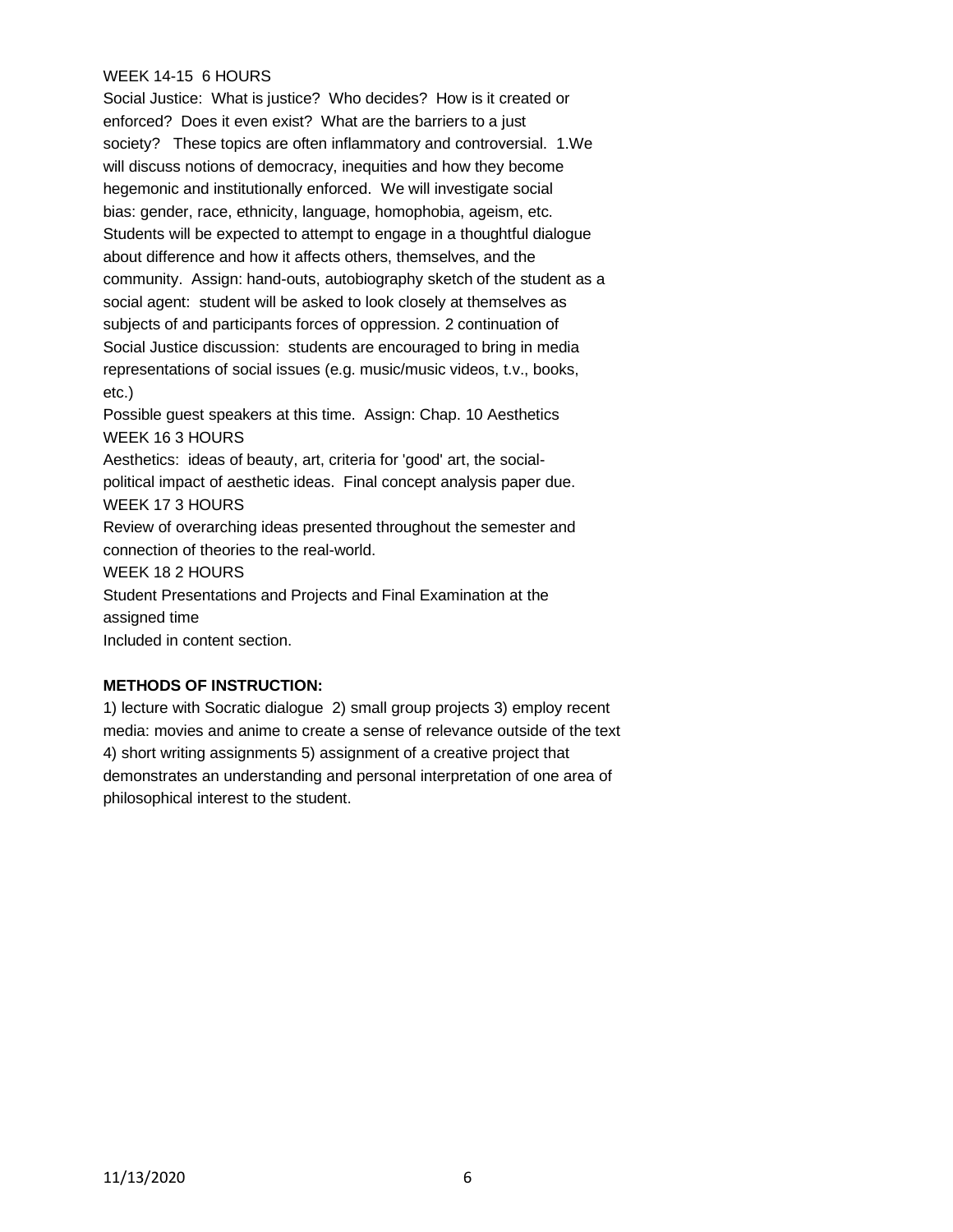WEEK 14-15 6 HOURS

Social Justice: What is justice? Who decides? How is it created or enforced? Does it even exist? What are the barriers to a just society? These topics are often inflammatory and controversial. 1.We will discuss notions of democracy, inequities and how they become hegemonic and institutionally enforced. We will investigate social bias: gender, race, ethnicity, language, homophobia, ageism, etc. Students will be expected to attempt to engage in a thoughtful dialogue about difference and how it affects others, themselves, and the community. Assign: hand-outs, autobiography sketch of the student as a social agent: student will be asked to look closely at themselves as subjects of and participants forces of oppression. 2 continuation of Social Justice discussion: students are encouraged to bring in media representations of social issues (e.g. music/music videos, t.v., books, etc.)

Possible guest speakers at this time. Assign: Chap. 10 Aesthetics

WEEK 16 3 HOURS

Aesthetics: ideas of beauty, art, criteria for 'good' art, the social-political impact of aesthetic ideas. Final concept analysis paper due.

WEEK 17 3 HOURS

Review of overarching ideas presented throughout the semester and connection of theories to the real-world.

WEEK 18 2 HOURS

Student Presentations and Projects and Final Examination at the assigned time

Included in content section.

**METHODS OF INSTRUCTION:**

1) lecture with Socratic dialogue 2) small group projects 3) employ recent media: movies and anime to create a sense of relevance outside of the text 4) short writing assignments 5) assignment of a creative project that demonstrates an understanding and personal interpretation of one area of philosophical interest to the student.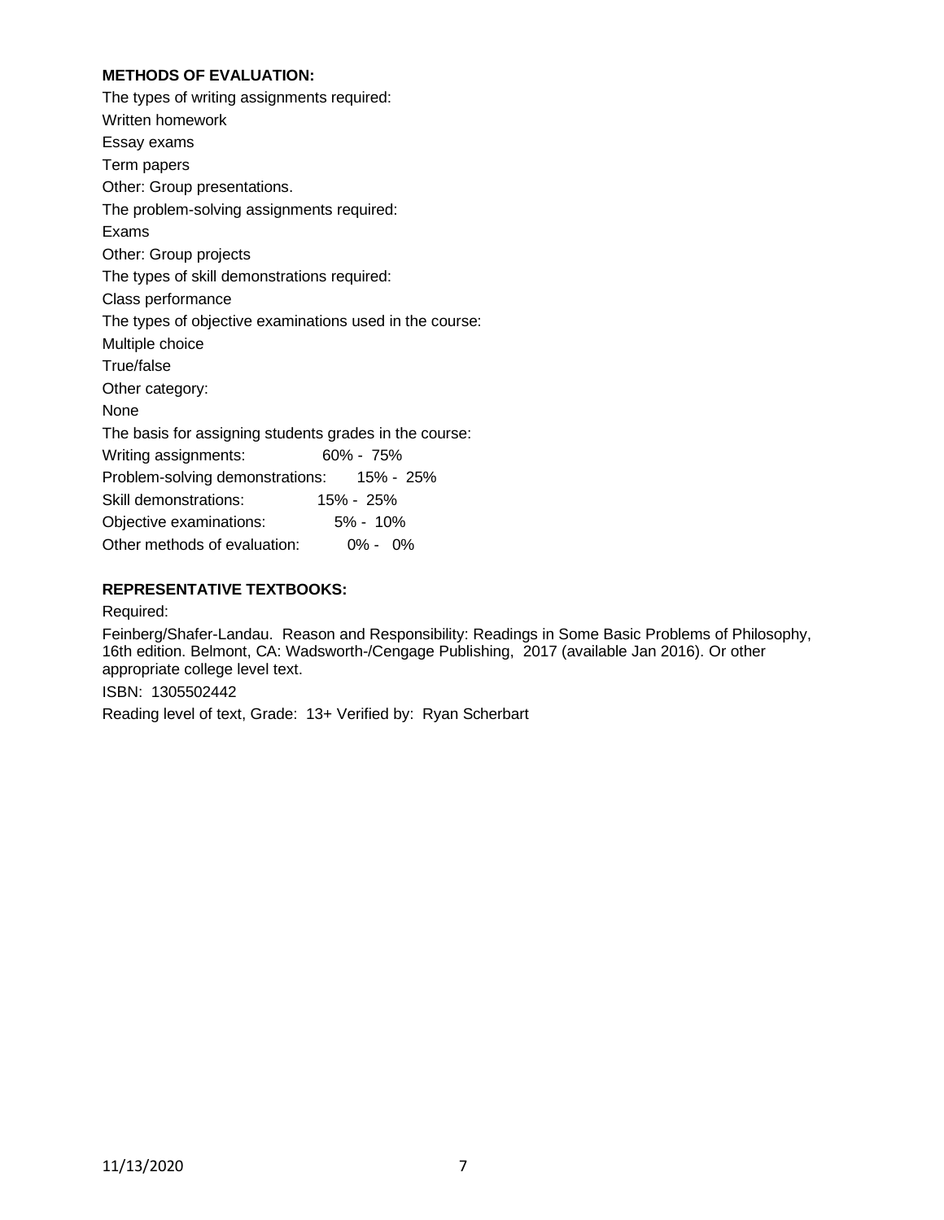**METHODS OF EVALUATION:**

The types of writing assignments required:

Written homework

Essay exams

Term papers

Other: Group presentations.

The problem-solving assignments required:

Exams

Other: Group projects

The types of skill demonstrations required:

Class performance

The types of objective examinations used in the course:

Multiple choice

True/false

Other category:

None

The basis for assigning students grades in the course:

| | |
|---|---|
| Writing assignments: | 60% - 75% |
| Problem-solving demonstrations: | 15% - 25% |
| Skill demonstrations: | 15% - 25% |
| Objective examinations: | 5% - 10% |
| Other methods of evaluation: | 0% - 0% |

**REPRESENTATIVE TEXTBOOKS:**

Required:

Feinberg/Shafer-Landau. Reason and Responsibility: Readings in Some Basic Problems of Philosophy, 16th edition. Belmont, CA: Wadsworth-/Cengage Publishing, 2017 (available Jan 2016). Or other appropriate college level text.

ISBN: 1305502442

Reading level of text, Grade: 13+ Verified by: Ryan Scherbart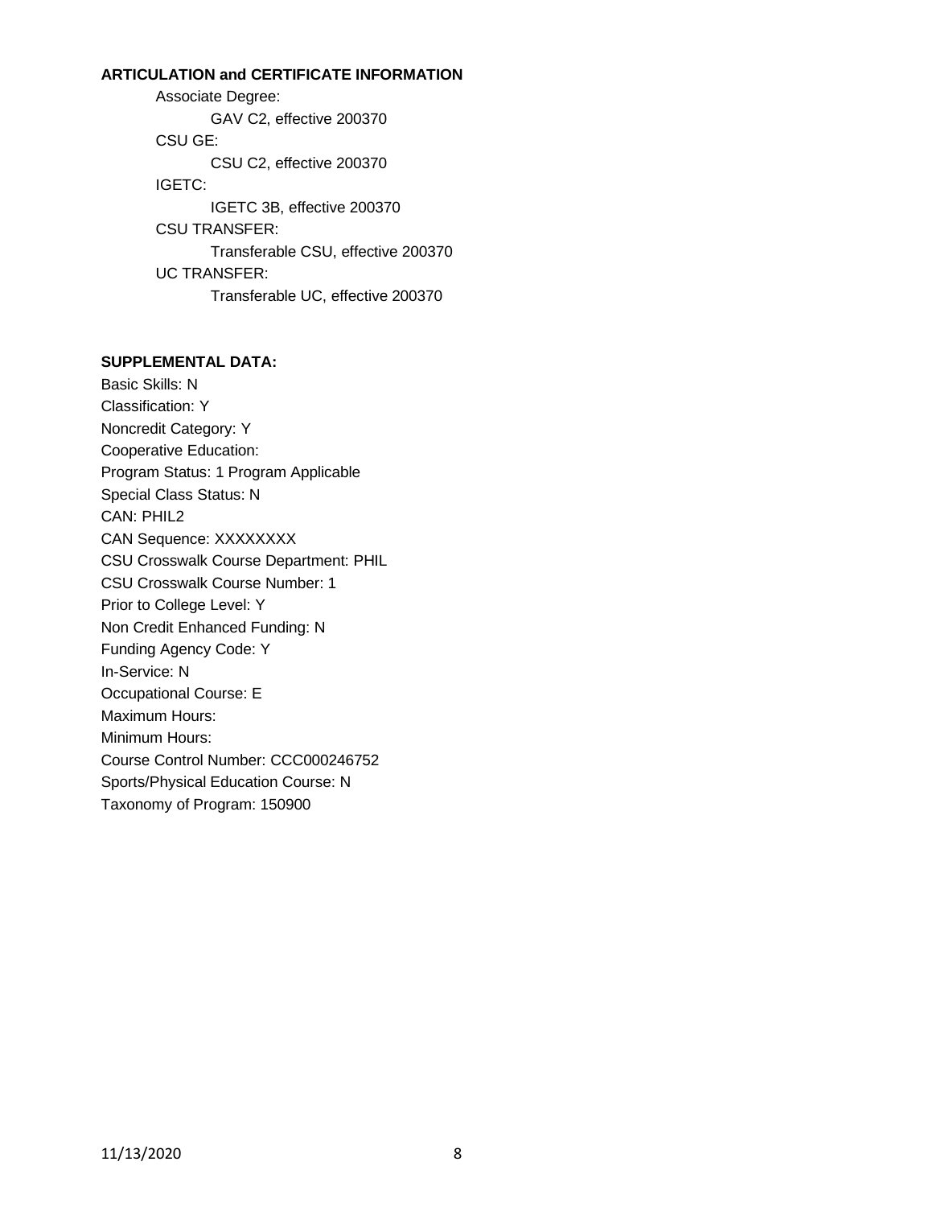**ARTICULATION and CERTIFICATE INFORMATION**

- Associate Degree:
  - GAV C2, effective 200370
- CSU GE:
  - CSU C2, effective 200370
- IGETC:
  - IGETC 3B, effective 200370
- CSU TRANSFER:
  - Transferable CSU, effective 200370
- UC TRANSFER:
  - Transferable UC, effective 200370

**SUPPLEMENTAL DATA:**

Basic Skills: N
Classification: Y
Noncredit Category: Y
Cooperative Education:
Program Status: 1 Program Applicable
Special Class Status: N
CAN: PHIL2
CAN Sequence: XXXXXXXX
CSU Crosswalk Course Department: PHIL
CSU Crosswalk Course Number: 1
Prior to College Level: Y
Non Credit Enhanced Funding: N
Funding Agency Code: Y
In-Service: N
Occupational Course: E
Maximum Hours:
Minimum Hours:
Course Control Number: CCC000246752
Sports/Physical Education Course: N
Taxonomy of Program: 150900